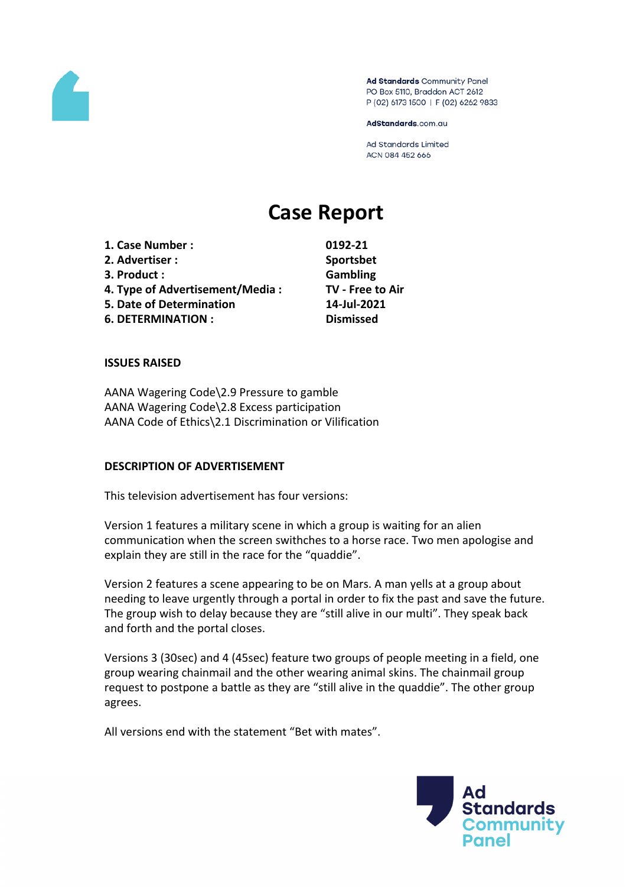Ad Standards Community Panel
PO Box 5110, Braddon ACT 2612
P (02) 6173 1500 | F (02) 6262 9833

AdStandards.com.au

Ad Standards Limited
ACN 084 452 666

# Case Report

| | |
|---|---|
| **1. Case Number :** | **0192-21** |
| **2. Advertiser :** | **Sportsbet** |
| **3. Product :** | **Gambling** |
| **4. Type of Advertisement/Media :** | **TV - Free to Air** |
| **5. Date of Determination** | **14-Jul-2021** |
| **6. DETERMINATION :** | **Dismissed** |

**ISSUES RAISED**

AANA Wagering Code\2.9 Pressure to gamble
AANA Wagering Code\2.8 Excess participation
AANA Code of Ethics\2.1 Discrimination or Vilification

**DESCRIPTION OF ADVERTISEMENT**

This television advertisement has four versions:

Version 1 features a military scene in which a group is waiting for an alien communication when the screen swithches to a horse race. Two men apologise and explain they are still in the race for the "quaddie".

Version 2 features a scene appearing to be on Mars. A man yells at a group about needing to leave urgently through a portal in order to fix the past and save the future. The group wish to delay because they are "still alive in our multi". They speak back and forth and the portal closes.

Versions 3 (30sec) and 4 (45sec) feature two groups of people meeting in a field, one group wearing chainmail and the other wearing animal skins. The chainmail group request to postpone a battle as they are "still alive in the quaddie". The other group agrees.

All versions end with the statement "Bet with mates".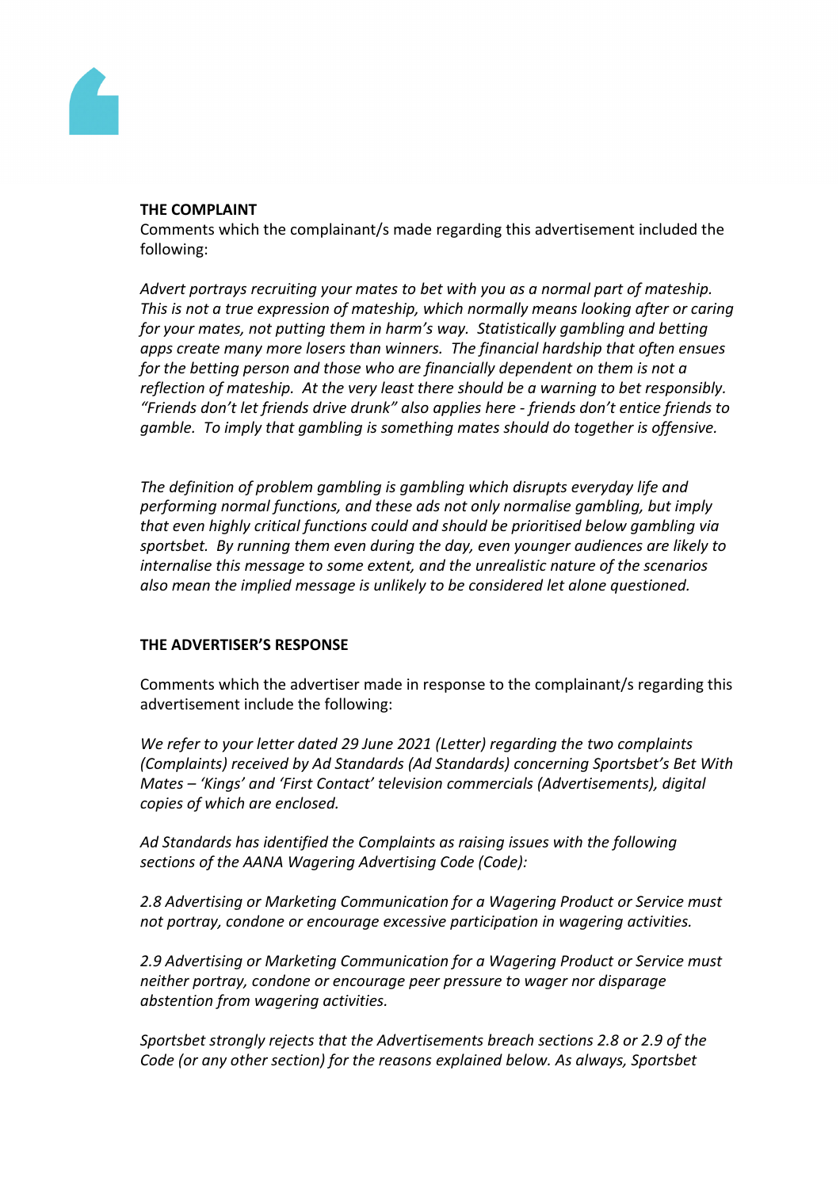**THE COMPLAINT**

Comments which the complainant/s made regarding this advertisement included the following:

*Advert portrays recruiting your mates to bet with you as a normal part of mateship. This is not a true expression of mateship, which normally means looking after or caring for your mates, not putting them in harm's way. Statistically gambling and betting apps create many more losers than winners. The financial hardship that often ensues for the betting person and those who are financially dependent on them is not a reflection of mateship. At the very least there should be a warning to bet responsibly. "Friends don't let friends drive drunk" also applies here - friends don't entice friends to gamble. To imply that gambling is something mates should do together is offensive.*

*The definition of problem gambling is gambling which disrupts everyday life and performing normal functions, and these ads not only normalise gambling, but imply that even highly critical functions could and should be prioritised below gambling via sportsbet. By running them even during the day, even younger audiences are likely to internalise this message to some extent, and the unrealistic nature of the scenarios also mean the implied message is unlikely to be considered let alone questioned.*

**THE ADVERTISER'S RESPONSE**

Comments which the advertiser made in response to the complainant/s regarding this advertisement include the following:

*We refer to your letter dated 29 June 2021 (Letter) regarding the two complaints (Complaints) received by Ad Standards (Ad Standards) concerning Sportsbet's Bet With Mates – 'Kings' and 'First Contact' television commercials (Advertisements), digital copies of which are enclosed.*

*Ad Standards has identified the Complaints as raising issues with the following sections of the AANA Wagering Advertising Code (Code):*

*2.8 Advertising or Marketing Communication for a Wagering Product or Service must not portray, condone or encourage excessive participation in wagering activities.*

*2.9 Advertising or Marketing Communication for a Wagering Product or Service must neither portray, condone or encourage peer pressure to wager nor disparage abstention from wagering activities.*

*Sportsbet strongly rejects that the Advertisements breach sections 2.8 or 2.9 of the Code (or any other section) for the reasons explained below. As always, Sportsbet*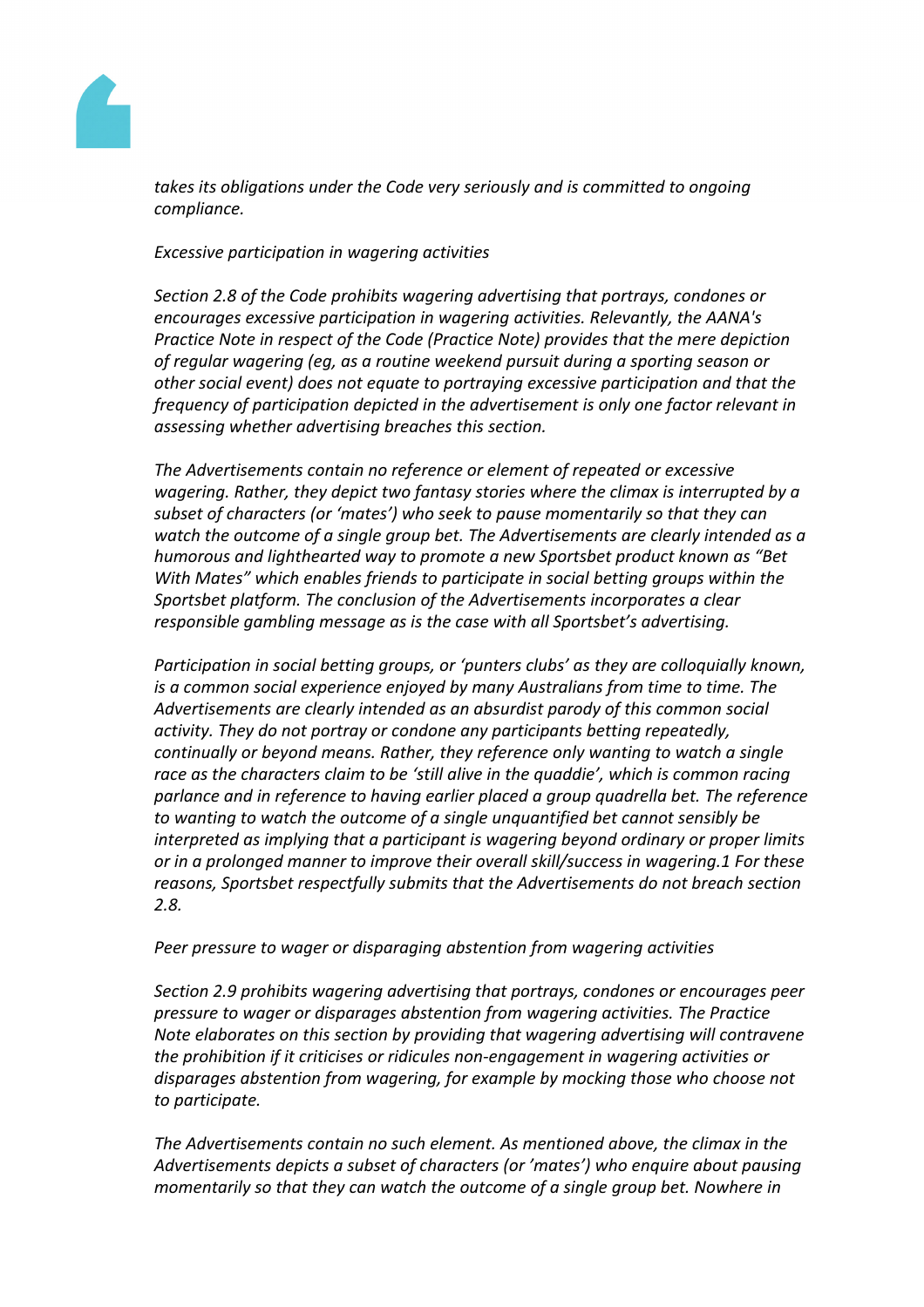*takes its obligations under the Code very seriously and is committed to ongoing compliance.*

*Excessive participation in wagering activities*

*Section 2.8 of the Code prohibits wagering advertising that portrays, condones or encourages excessive participation in wagering activities. Relevantly, the AANA's Practice Note in respect of the Code (Practice Note) provides that the mere depiction of regular wagering (eg, as a routine weekend pursuit during a sporting season or other social event) does not equate to portraying excessive participation and that the frequency of participation depicted in the advertisement is only one factor relevant in assessing whether advertising breaches this section.*

*The Advertisements contain no reference or element of repeated or excessive wagering. Rather, they depict two fantasy stories where the climax is interrupted by a subset of characters (or 'mates') who seek to pause momentarily so that they can watch the outcome of a single group bet. The Advertisements are clearly intended as a humorous and lighthearted way to promote a new Sportsbet product known as "Bet With Mates" which enables friends to participate in social betting groups within the Sportsbet platform. The conclusion of the Advertisements incorporates a clear responsible gambling message as is the case with all Sportsbet's advertising.*

*Participation in social betting groups, or 'punters clubs' as they are colloquially known, is a common social experience enjoyed by many Australians from time to time. The Advertisements are clearly intended as an absurdist parody of this common social activity. They do not portray or condone any participants betting repeatedly, continually or beyond means. Rather, they reference only wanting to watch a single race as the characters claim to be 'still alive in the quaddie', which is common racing parlance and in reference to having earlier placed a group quadrella bet. The reference to wanting to watch the outcome of a single unquantified bet cannot sensibly be interpreted as implying that a participant is wagering beyond ordinary or proper limits or in a prolonged manner to improve their overall skill/success in wagering.[1] For these reasons, Sportsbet respectfully submits that the Advertisements do not breach section 2.8.*

*Peer pressure to wager or disparaging abstention from wagering activities*

*Section 2.9 prohibits wagering advertising that portrays, condones or encourages peer pressure to wager or disparages abstention from wagering activities. The Practice Note elaborates on this section by providing that wagering advertising will contravene the prohibition if it criticises or ridicules non-engagement in wagering activities or disparages abstention from wagering, for example by mocking those who choose not to participate.*

*The Advertisements contain no such element. As mentioned above, the climax in the Advertisements depicts a subset of characters (or 'mates') who enquire about pausing momentarily so that they can watch the outcome of a single group bet. Nowhere in*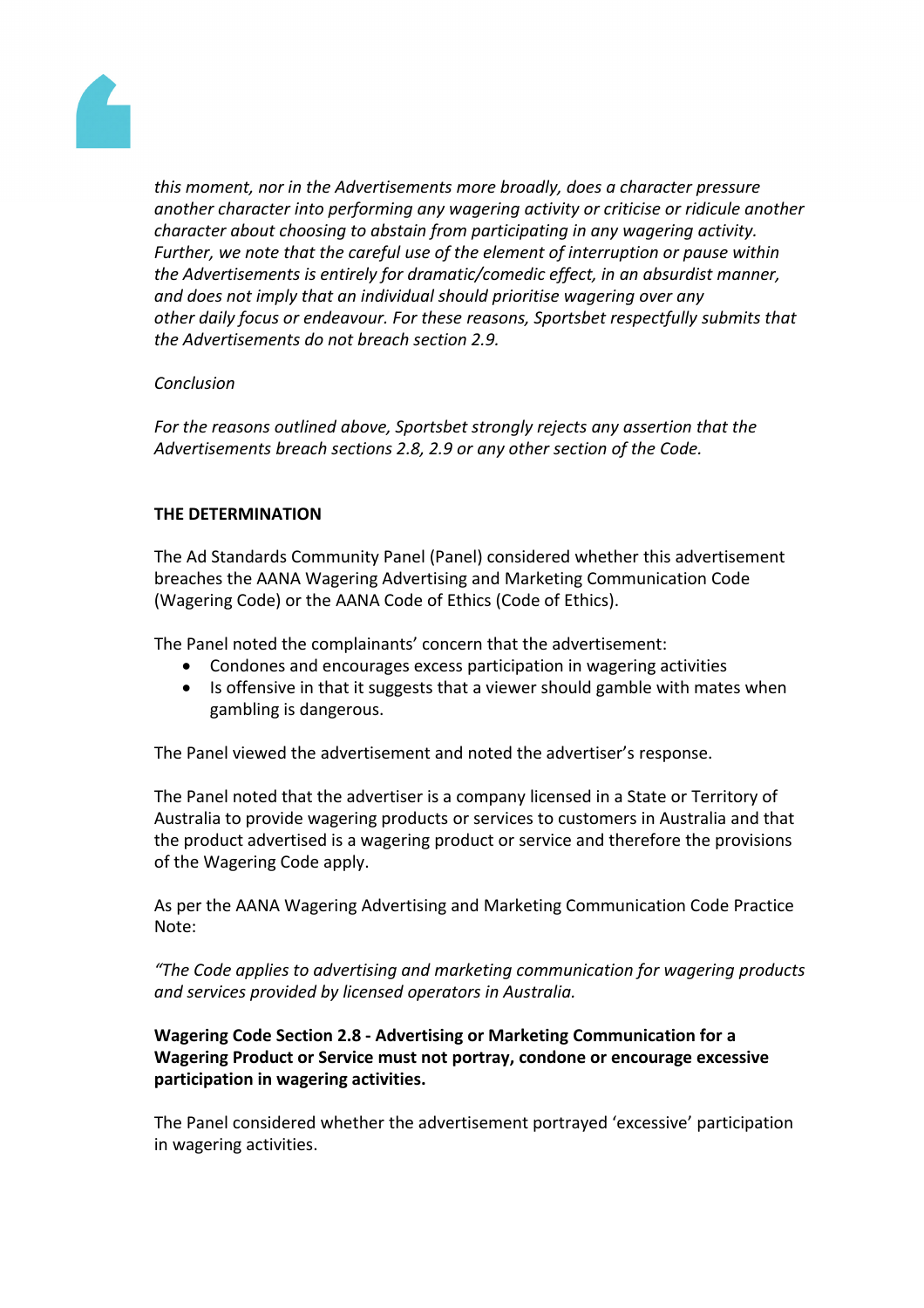*this moment, nor in the Advertisements more broadly, does a character pressure another character into performing any wagering activity or criticise or ridicule another character about choosing to abstain from participating in any wagering activity. Further, we note that the careful use of the element of interruption or pause within the Advertisements is entirely for dramatic/comedic effect, in an absurdist manner, and does not imply that an individual should prioritise wagering over any other daily focus or endeavour. For these reasons, Sportsbet respectfully submits that the Advertisements do not breach section 2.9.*

*Conclusion*

*For the reasons outlined above, Sportsbet strongly rejects any assertion that the Advertisements breach sections 2.8, 2.9 or any other section of the Code.*

**THE DETERMINATION**

The Ad Standards Community Panel (Panel) considered whether this advertisement breaches the AANA Wagering Advertising and Marketing Communication Code (Wagering Code) or the AANA Code of Ethics (Code of Ethics).

The Panel noted the complainants' concern that the advertisement:

- Condones and encourages excess participation in wagering activities
- Is offensive in that it suggests that a viewer should gamble with mates when gambling is dangerous.

The Panel viewed the advertisement and noted the advertiser's response.

The Panel noted that the advertiser is a company licensed in a State or Territory of Australia to provide wagering products or services to customers in Australia and that the product advertised is a wagering product or service and therefore the provisions of the Wagering Code apply.

As per the AANA Wagering Advertising and Marketing Communication Code Practice Note:

*"The Code applies to advertising and marketing communication for wagering products and services provided by licensed operators in Australia.*

**Wagering Code Section 2.8 - Advertising or Marketing Communication for a Wagering Product or Service must not portray, condone or encourage excessive participation in wagering activities.**

The Panel considered whether the advertisement portrayed 'excessive' participation in wagering activities.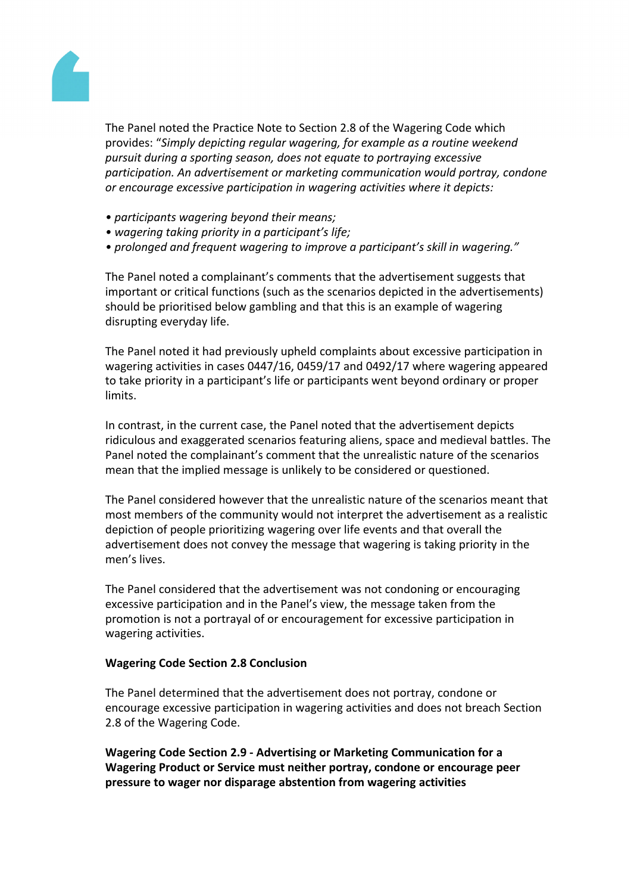The Panel noted the Practice Note to Section 2.8 of the Wagering Code which provides: "*Simply depicting regular wagering, for example as a routine weekend pursuit during a sporting season, does not equate to portraying excessive participation. An advertisement or marketing communication would portray, condone or encourage excessive participation in wagering activities where it depicts:*

- *participants wagering beyond their means;*
- *wagering taking priority in a participant's life;*
- *prolonged and frequent wagering to improve a participant's skill in wagering."*

The Panel noted a complainant's comments that the advertisement suggests that important or critical functions (such as the scenarios depicted in the advertisements) should be prioritised below gambling and that this is an example of wagering disrupting everyday life.

The Panel noted it had previously upheld complaints about excessive participation in wagering activities in cases 0447/16, 0459/17 and 0492/17 where wagering appeared to take priority in a participant's life or participants went beyond ordinary or proper limits.

In contrast, in the current case, the Panel noted that the advertisement depicts ridiculous and exaggerated scenarios featuring aliens, space and medieval battles. The Panel noted the complainant's comment that the unrealistic nature of the scenarios mean that the implied message is unlikely to be considered or questioned.

The Panel considered however that the unrealistic nature of the scenarios meant that most members of the community would not interpret the advertisement as a realistic depiction of people prioritizing wagering over life events and that overall the advertisement does not convey the message that wagering is taking priority in the men's lives.

The Panel considered that the advertisement was not condoning or encouraging excessive participation and in the Panel's view, the message taken from the promotion is not a portrayal of or encouragement for excessive participation in wagering activities.

**Wagering Code Section 2.8 Conclusion**

The Panel determined that the advertisement does not portray, condone or encourage excessive participation in wagering activities and does not breach Section 2.8 of the Wagering Code.

**Wagering Code Section 2.9 - Advertising or Marketing Communication for a Wagering Product or Service must neither portray, condone or encourage peer pressure to wager nor disparage abstention from wagering activities**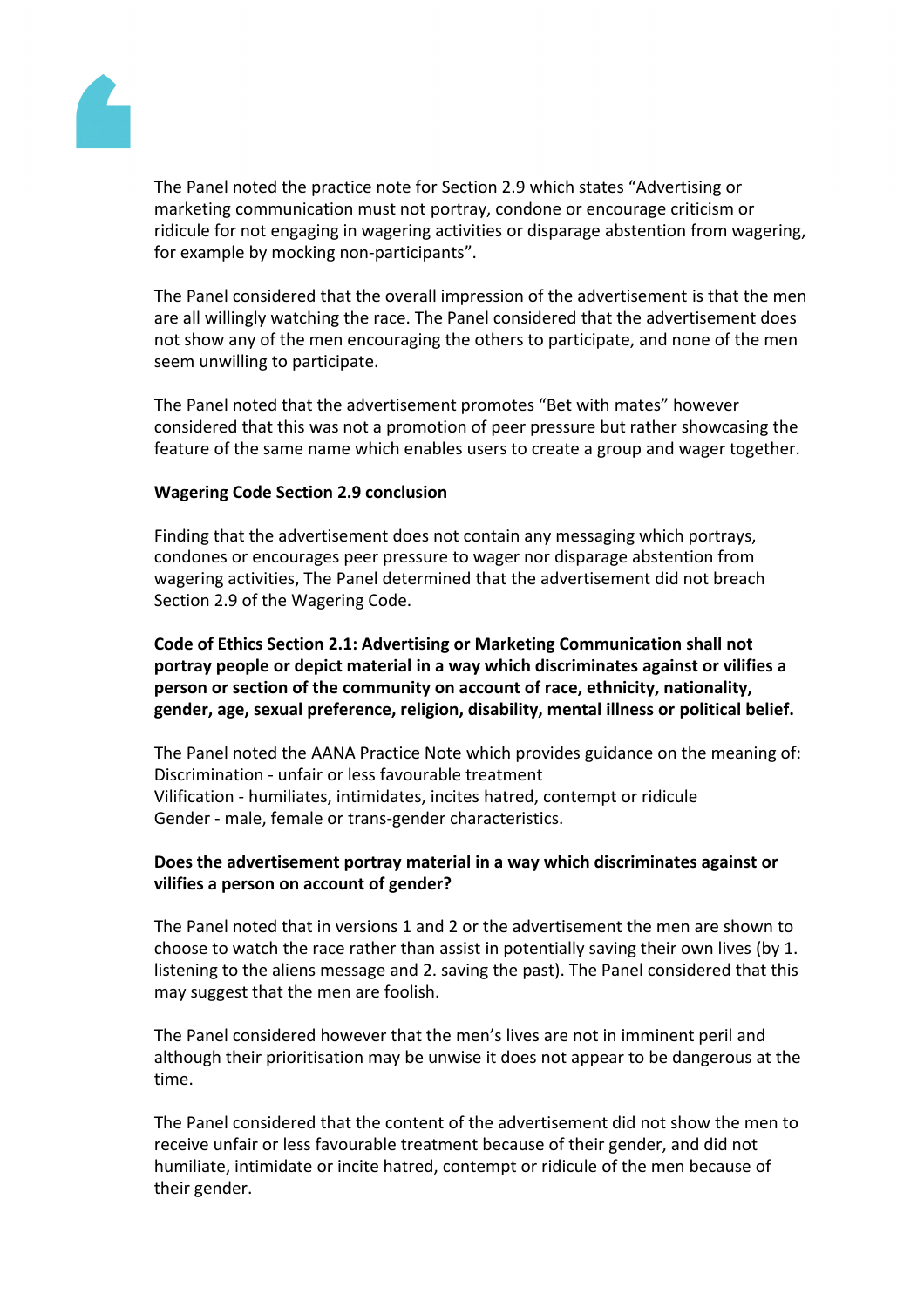The Panel noted the practice note for Section 2.9 which states "Advertising or marketing communication must not portray, condone or encourage criticism or ridicule for not engaging in wagering activities or disparage abstention from wagering, for example by mocking non-participants".

The Panel considered that the overall impression of the advertisement is that the men are all willingly watching the race. The Panel considered that the advertisement does not show any of the men encouraging the others to participate, and none of the men seem unwilling to participate.

The Panel noted that the advertisement promotes "Bet with mates" however considered that this was not a promotion of peer pressure but rather showcasing the feature of the same name which enables users to create a group and wager together.

**Wagering Code Section 2.9 conclusion**

Finding that the advertisement does not contain any messaging which portrays, condones or encourages peer pressure to wager nor disparage abstention from wagering activities, The Panel determined that the advertisement did not breach Section 2.9 of the Wagering Code.

**Code of Ethics Section 2.1: Advertising or Marketing Communication shall not portray people or depict material in a way which discriminates against or vilifies a person or section of the community on account of race, ethnicity, nationality, gender, age, sexual preference, religion, disability, mental illness or political belief.**

The Panel noted the AANA Practice Note which provides guidance on the meaning of:
Discrimination - unfair or less favourable treatment
Vilification - humiliates, intimidates, incites hatred, contempt or ridicule
Gender - male, female or trans-gender characteristics.

**Does the advertisement portray material in a way which discriminates against or vilifies a person on account of gender?**

The Panel noted that in versions 1 and 2 or the advertisement the men are shown to choose to watch the race rather than assist in potentially saving their own lives (by 1. listening to the aliens message and 2. saving the past). The Panel considered that this may suggest that the men are foolish.

The Panel considered however that the men's lives are not in imminent peril and although their prioritisation may be unwise it does not appear to be dangerous at the time.

The Panel considered that the content of the advertisement did not show the men to receive unfair or less favourable treatment because of their gender, and did not humiliate, intimidate or incite hatred, contempt or ridicule of the men because of their gender.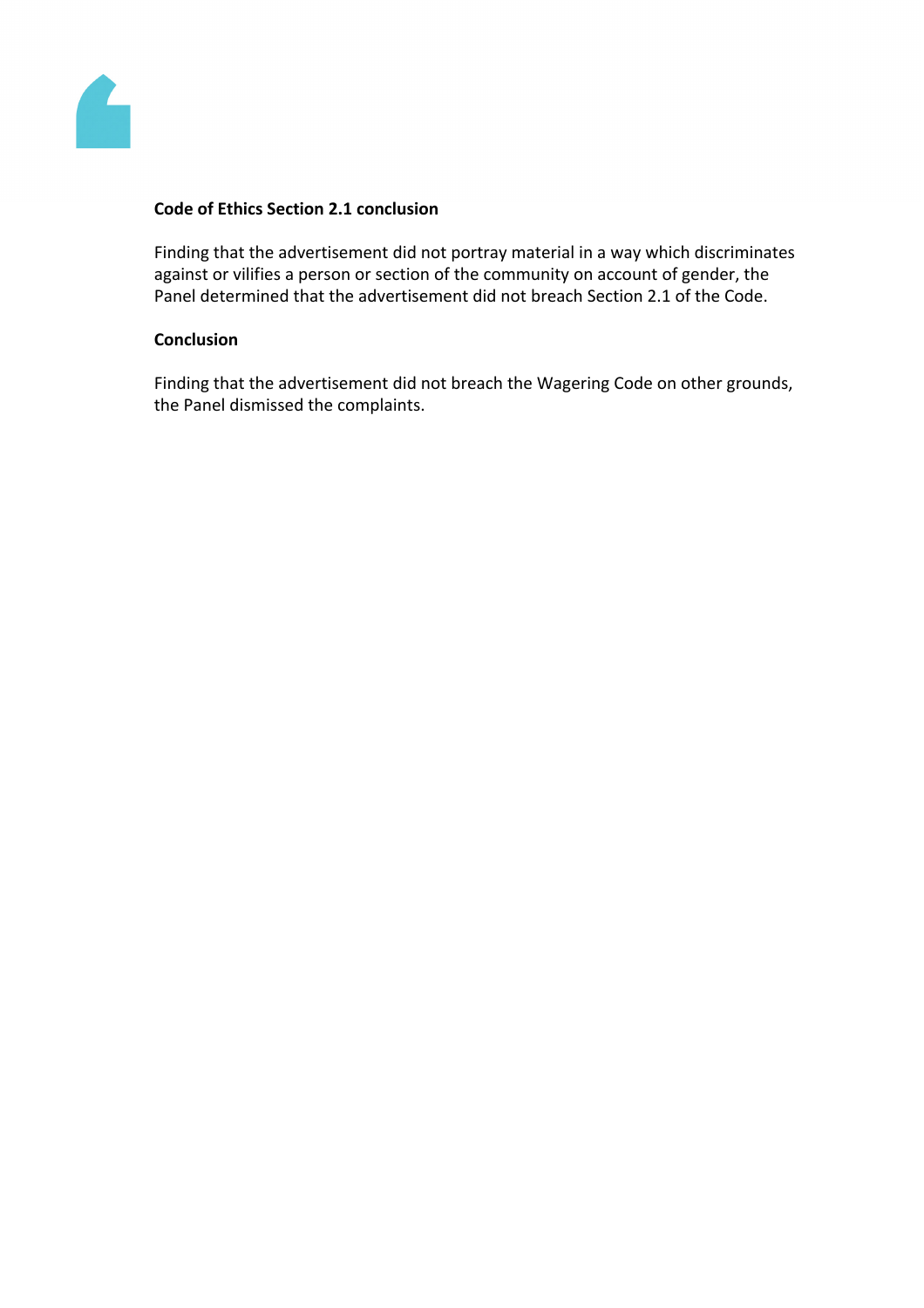**Code of Ethics Section 2.1 conclusion**

Finding that the advertisement did not portray material in a way which discriminates against or vilifies a person or section of the community on account of gender, the Panel determined that the advertisement did not breach Section 2.1 of the Code.

**Conclusion**

Finding that the advertisement did not breach the Wagering Code on other grounds, the Panel dismissed the complaints.